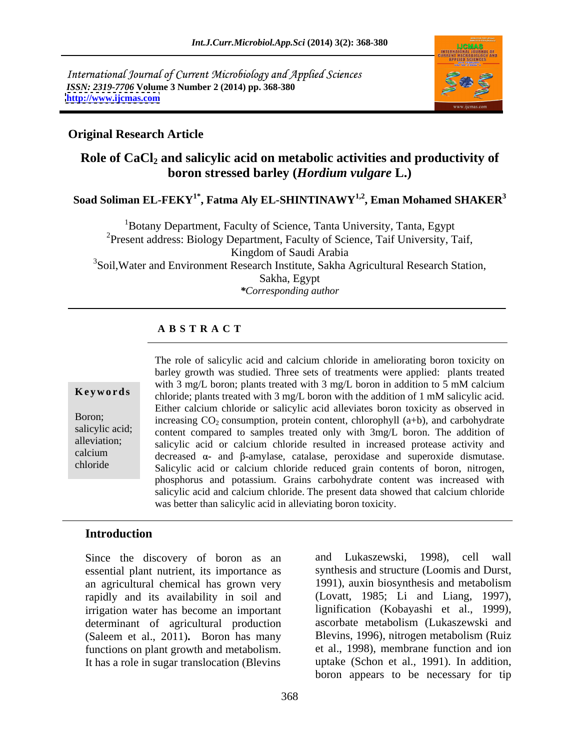International Journal of Current Microbiology and Applied Sciences
*ISSN: 2319-7706* **Volume 3 Number 2 (2014) pp. 368-380**
**http://www.ijcmas.com**

**Original Research Article**

# Role of $CaCl_2$ and salicylic acid on metabolic activities and productivity of boron stressed barley (*Hordium vulgare* L.)

**Soad Soliman EL-FEKY[1*], Fatma Aly EL-SHINTINAWY[1,2], Eman Mohamed SHAKER[3]**

[1]Botany Department, Faculty of Science, Tanta University, Tanta, Egypt
[2]Present address: Biology Department, Faculty of Science, Taif University, Taif, Kingdom of Saudi Arabia
[3]Soil,Water and Environment Research Institute, Sakha Agricultural Research Station, Sakha, Egypt
*Corresponding author

## A B S T R A C T

**Keywords**

Boron; salicylic acid; alleviation; calcium chloride

The role of salicylic acid and calcium chloride in ameliorating boron toxicity on barley growth was studied. Three sets of treatments were applied: plants treated with 3 mg/L boron; plants treated with 3 mg/L boron in addition to 5 mM calcium chloride; plants treated with 3 mg/L boron with the addition of 1 mM salicylic acid. Either calcium chloride or salicylic acid alleviates boron toxicity as observed in increasing $CO_2$ consumption, protein content, chlorophyll (a+b), and carbohydrate content compared to samples treated only with 3mg/L boron. The addition of salicylic acid or calcium chloride resulted in increased protease activity and decreased α- and β-amylase, catalase, peroxidase and superoxide dismutase. Salicylic acid or calcium chloride reduced grain contents of boron, nitrogen, phosphorus and potassium. Grains carbohydrate content was increased with salicylic acid and calcium chloride. The present data showed that calcium chloride was better than salicylic acid in alleviating boron toxicity.

## Introduction

Since the discovery of boron as an essential plant nutrient, its importance as an agricultural chemical has grown very rapidly and its availability in soil and irrigation water has become an important determinant of agricultural production (Saleem et al., 2011)**.** Boron has many functions on plant growth and metabolism. It has a role in sugar translocation (Blevins and Lukaszewski, 1998), cell wall synthesis and structure (Loomis and Durst, 1991), auxin biosynthesis and metabolism (Lovatt, 1985; Li and Liang, 1997), lignification (Kobayashi et al., 1999), ascorbate metabolism (Lukaszewski and Blevins, 1996), nitrogen metabolism (Ruiz et al., 1998), membrane function and ion uptake (Schon et al., 1991). In addition, boron appears to be necessary for tip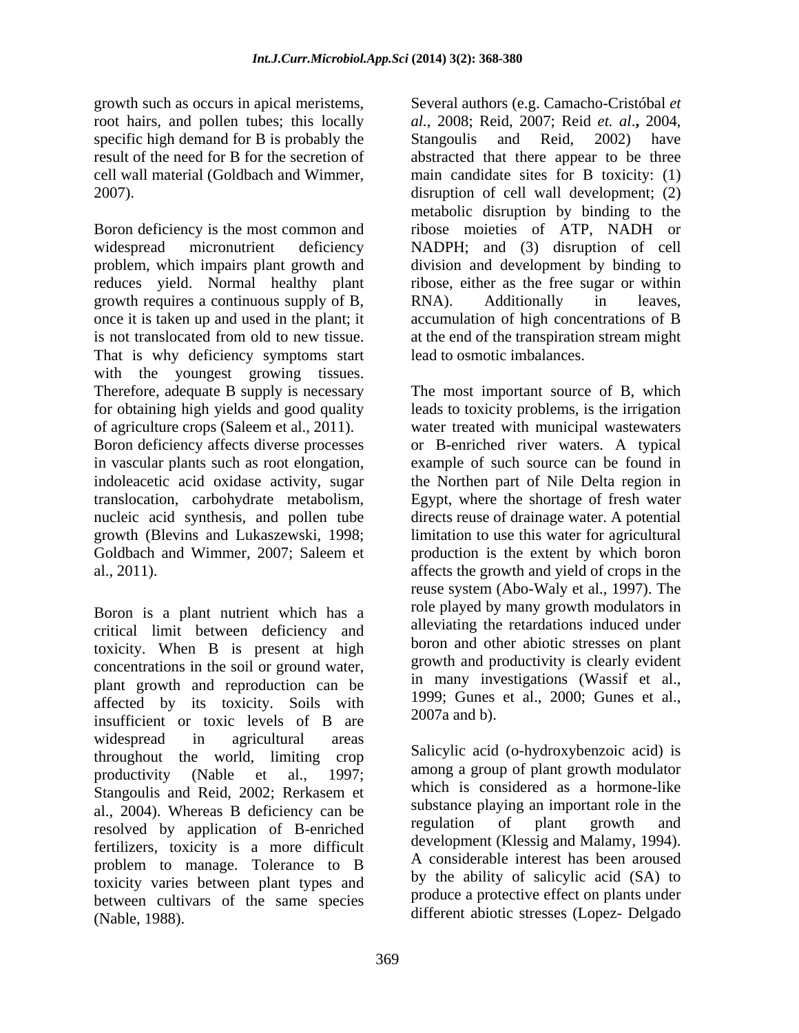growth such as occurs in apical meristems, root hairs, and pollen tubes; this locally specific high demand for B is probably the result of the need for B for the secretion of cell wall material (Goldbach and Wimmer, 2007).

Boron deficiency is the most common and widespread micronutrient deficiency problem, which impairs plant growth and reduces yield. Normal healthy plant growth requires a continuous supply of B, once it is taken up and used in the plant; it is not translocated from old to new tissue. That is why deficiency symptoms start with the youngest growing tissues. Therefore, adequate B supply is necessary for obtaining high yields and good quality of agriculture crops (Saleem et al., 2011). Boron deficiency affects diverse processes in vascular plants such as root elongation, indoleacetic acid oxidase activity, sugar translocation, carbohydrate metabolism, nucleic acid synthesis, and pollen tube growth (Blevins and Lukaszewski, 1998; Goldbach and Wimmer, 2007; Saleem et al., 2011).

Boron is a plant nutrient which has a critical limit between deficiency and toxicity. When B is present at high concentrations in the soil or ground water, plant growth and reproduction can be affected by its toxicity. Soils with insufficient or toxic levels of B are widespread in agricultural areas throughout the world, limiting crop productivity (Nable et al., 1997; Stangoulis and Reid, 2002; Rerkasem et al., 2004). Whereas B deficiency can be resolved by application of B-enriched fertilizers, toxicity is a more difficult problem to manage. Tolerance to B toxicity varies between plant types and between cultivars of the same species (Nable, 1988).

Several authors (e.g. Camacho-Cristóbal *et al*., 2008; Reid, 2007; Reid *et. al*.**,** 2004, Stangoulis and Reid, 2002) have abstracted that there appear to be three main candidate sites for B toxicity: (1) disruption of cell wall development; (2) metabolic disruption by binding to the ribose moieties of ATP, NADH or NADPH; and (3) disruption of cell division and development by binding to ribose, either as the free sugar or within RNA). Additionally in leaves, accumulation of high concentrations of B at the end of the transpiration stream might lead to osmotic imbalances.

The most important source of B, which leads to toxicity problems, is the irrigation water treated with municipal wastewaters or B-enriched river waters. A typical example of such source can be found in the Northen part of Nile Delta region in Egypt, where the shortage of fresh water directs reuse of drainage water. A potential limitation to use this water for agricultural production is the extent by which boron affects the growth and yield of crops in the reuse system (Abo-Waly et al., 1997). The role played by many growth modulators in alleviating the retardations induced under boron and other abiotic stresses on plant growth and productivity is clearly evident in many investigations (Wassif et al., 1999; Gunes et al., 2000; Gunes et al., 2007a and b).

Salicylic acid (o-hydroxybenzoic acid) is among a group of plant growth modulator which is considered as a hormone-like substance playing an important role in the regulation of plant growth and development (Klessig and Malamy, 1994). A considerable interest has been aroused by the ability of salicylic acid (SA) to produce a protective effect on plants under different abiotic stresses (Lopez- Delgado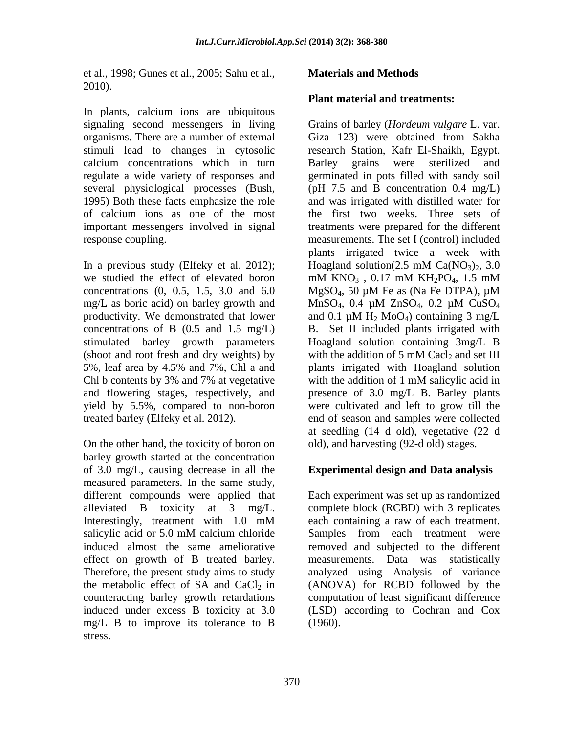et al., 1998; Gunes et al., 2005; Sahu et al., 2010).

In plants, calcium ions are ubiquitous signaling second messengers in living organisms. There are a number of external stimuli lead to changes in cytosolic calcium concentrations which in turn regulate a wide variety of responses and several physiological processes (Bush, 1995) Both these facts emphasize the role of calcium ions as one of the most important messengers involved in signal response coupling.

In a previous study (Elfeky et al. 2012); we studied the effect of elevated boron concentrations (0, 0.5, 1.5, 3.0 and 6.0 mg/L as boric acid) on barley growth and productivity. We demonstrated that lower concentrations of B (0.5 and 1.5 mg/L) stimulated barley growth parameters (shoot and root fresh and dry weights) by 5%, leaf area by 4.5% and 7%, Chl a and Chl b contents by 3% and 7% at vegetative and flowering stages, respectively, and yield by 5.5%, compared to non-boron treated barley (Elfeky et al. 2012).

On the other hand, the toxicity of boron on barley growth started at the concentration of 3.0 mg/L, causing decrease in all the measured parameters. In the same study, different compounds were applied that alleviated B toxicity at 3 mg/L. Interestingly, treatment with 1.0 mM salicylic acid or 5.0 mM calcium chloride induced almost the same ameliorative effect on growth of B treated barley. Therefore, the present study aims to study the metabolic effect of SA and $CaCl_2$ in counteracting barley growth retardations induced under excess B toxicity at 3.0 mg/L B to improve its tolerance to B stress.

## Materials and Methods

### Plant material and treatments:

Grains of barley (*Hordeum vulgare* L. var. Giza 123) were obtained from Sakha research Station, Kafr El-Shaikh, Egypt. Barley grains were sterilized and germinated in pots filled with sandy soil (pH 7.5 and B concentration 0.4 mg/L) and was irrigated with distilled water for the first two weeks. Three sets of treatments were prepared for the different measurements. The set I (control) included plants irrigated twice a week with Hoagland solution(2.5 mM $Ca(NO_3)_2$, 3.0 mM $KNO_3$ , 0.17 mM $KH_2PO_4$, 1.5 mM $MgSO_4$, 50 µM Fe as (Na Fe DTPA), µM $MnSO_4$, 0.4 µM $ZnSO_4$, 0.2 µM $CuSO_4$ and 0.1 µM $H_2$ $MoO_4$) containing 3 mg/L B. Set II included plants irrigated with Hoagland solution containing 3mg/L B with the addition of 5 mM $Cacl_2$ and set III plants irrigated with Hoagland solution with the addition of 1 mM salicylic acid in presence of 3.0 mg/L B. Barley plants were cultivated and left to grow till the end of season and samples were collected at seedling (14 d old), vegetative (22 d old), and harvesting (92-d old) stages.

### Experimental design and Data analysis

Each experiment was set up as randomized complete block (RCBD) with 3 replicates each containing a raw of each treatment. Samples from each treatment were removed and subjected to the different measurements. Data was statistically analyzed using Analysis of variance (ANOVA) for RCBD followed by the computation of least significant difference (LSD) according to Cochran and Cox (1960).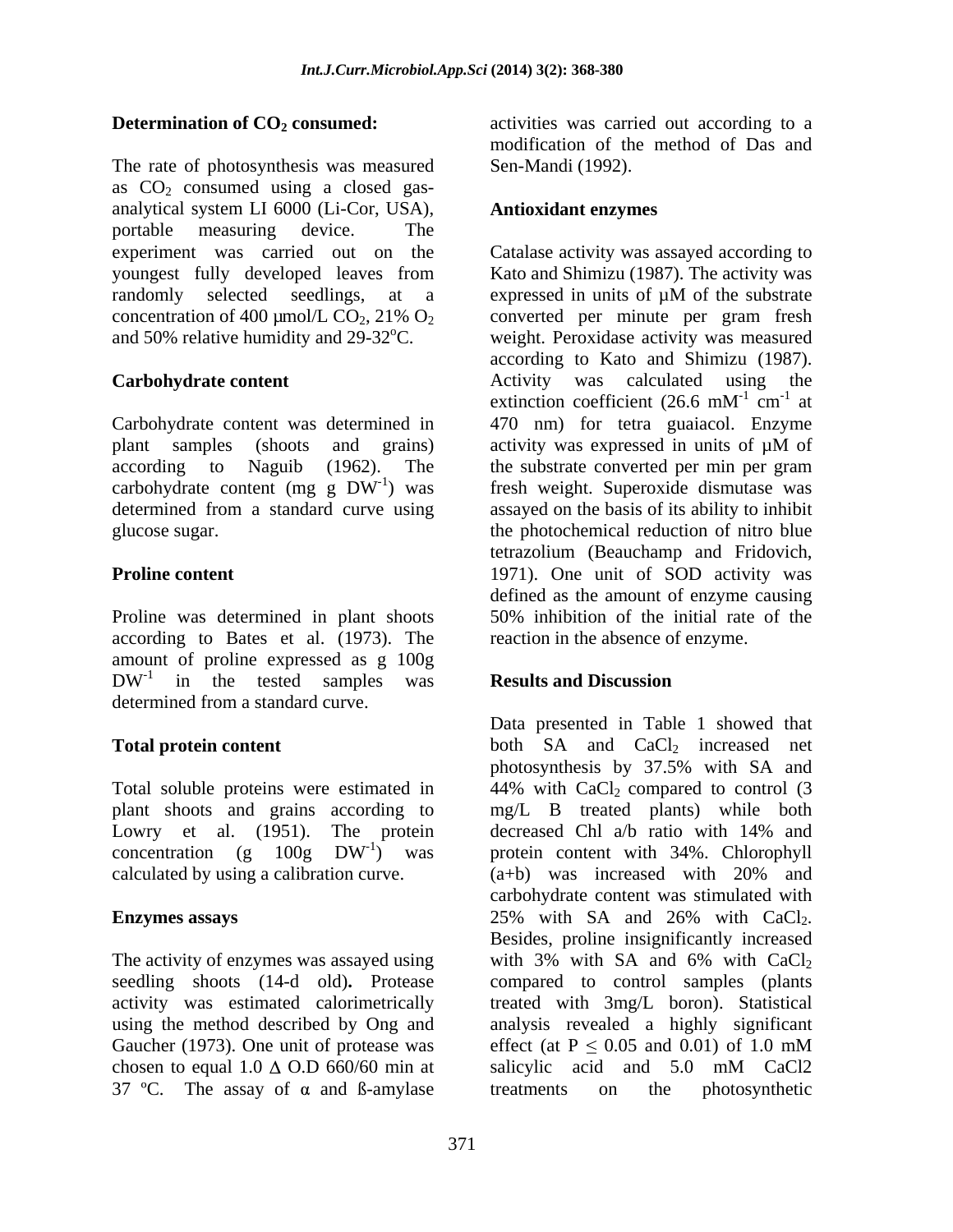**Determination of $CO_2$ consumed:**

The rate of photosynthesis was measured as $CO_2$ consumed using a closed gas-analytical system LI 6000 (Li-Cor, USA), portable measuring device. The experiment was carried out on the youngest fully developed leaves from randomly selected seedlings, at a concentration of 400 µmol/L $CO_2$, 21% $O_2$ and 50% relative humidity and 29-32°C.

**Carbohydrate content**

Carbohydrate content was determined in plant samples (shoots and grains) according to Naguib (1962). The carbohydrate content (mg g $DW^{-1}$) was determined from a standard curve using glucose sugar.

**Proline content**

Proline was determined in plant shoots according to Bates et al. (1973). The amount of proline expressed as g 100g $DW^{-1}$ in the tested samples was determined from a standard curve.

**Total protein content**

Total soluble proteins were estimated in plant shoots and grains according to Lowry et al. (1951). The protein concentration (g 100g $DW^{-1}$) was calculated by using a calibration curve.

**Enzymes assays**

The activity of enzymes was assayed using seedling shoots (14-d old)**.** Protease activity was estimated calorimetrically using the method described by Ong and Gaucher (1973). One unit of protease was chosen to equal 1.0 $\Delta$ O.D 660/60 min at 37 ºC. The assay of $\alpha$ and ß-amylase activities was carried out according to a modification of the method of Das and Sen-Mandi (1992).

**Antioxidant enzymes**

Catalase activity was assayed according to Kato and Shimizu (1987). The activity was expressed in units of µM of the substrate converted per minute per gram fresh weight. Peroxidase activity was measured according to Kato and Shimizu (1987). Activity was calculated using the extinction coefficient (26.6 $mM^{-1}$ $cm^{-1}$ at 470 nm) for tetra guaiacol. Enzyme activity was expressed in units of µM of the substrate converted per min per gram fresh weight. Superoxide dismutase was assayed on the basis of its ability to inhibit the photochemical reduction of nitro blue tetrazolium (Beauchamp and Fridovich, 1971). One unit of SOD activity was defined as the amount of enzyme causing 50% inhibition of the initial rate of the reaction in the absence of enzyme.

**Results and Discussion**

Data presented in Table 1 showed that both SA and $CaCl_2$ increased net photosynthesis by 37.5% with SA and 44% with $CaCl_2$ compared to control (3 mg/L B treated plants) while both decreased Chl a/b ratio with 14% and protein content with 34%. Chlorophyll (a+b) was increased with 20% and carbohydrate content was stimulated with 25% with SA and 26% with $CaCl_2$. Besides, proline insignificantly increased with 3% with SA and 6% with $CaCl_2$ compared to control samples (plants treated with 3mg/L boron). Statistical analysis revealed a highly significant effect (at $P \leq 0.05$ and 0.01) of 1.0 mM salicylic acid and 5.0 mM CaCl2 treatments on the photosynthetic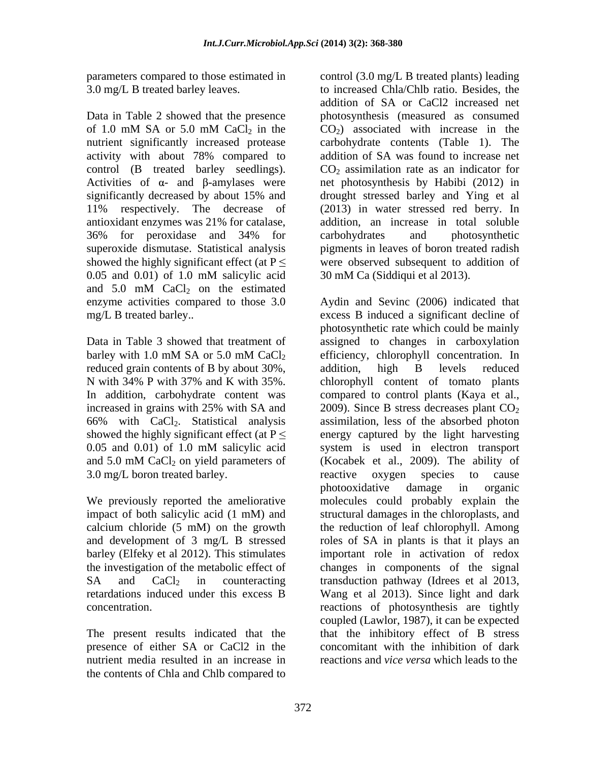parameters compared to those estimated in 3.0 mg/L B treated barley leaves.

Data in Table 2 showed that the presence of 1.0 mM SA or 5.0 mM $CaCl_2$ in the nutrient significantly increased protease activity with about 78% compared to control (B treated barley seedlings). Activities of α- and β-amylases were significantly decreased by about 15% and 11% respectively. The decrease of antioxidant enzymes was 21% for catalase, 36% for peroxidase and 34% for superoxide dismutase. Statistical analysis showed the highly significant effect (at $P \leq 0.05$ and 0.01) of 1.0 mM salicylic acid and 5.0 mM $CaCl_2$ on the estimated enzyme activities compared to those 3.0 mg/L B treated barley..

Data in Table 3 showed that treatment of barley with 1.0 mM SA or 5.0 mM $CaCl_2$ reduced grain contents of B by about 30%, N with 34% P with 37% and K with 35%. In addition, carbohydrate content was increased in grains with 25% with SA and 66% with $CaCl_2$. Statistical analysis showed the highly significant effect (at $P \leq 0.05$ and 0.01) of 1.0 mM salicylic acid and 5.0 mM $CaCl_2$ on yield parameters of 3.0 mg/L boron treated barley.

We previously reported the ameliorative impact of both salicylic acid (1 mM) and calcium chloride (5 mM) on the growth and development of 3 mg/L B stressed barley (Elfeky et al 2012). This stimulates the investigation of the metabolic effect of SA and $CaCl_2$ in counteracting retardations induced under this excess B concentration.

The present results indicated that the presence of either SA or CaCl2 in the nutrient media resulted in an increase in the contents of Chla and Chlb compared to control (3.0 mg/L B treated plants) leading to increased Chla/Chlb ratio. Besides, the addition of SA or CaCl2 increased net photosynthesis (measured as consumed $CO_2$) associated with increase in the carbohydrate contents (Table 1). The addition of SA was found to increase net $CO_2$ assimilation rate as an indicator for net photosynthesis by Habibi (2012) in drought stressed barley and Ying et al (2013) in water stressed red berry. In addition, an increase in total soluble carbohydrates and photosynthetic pigments in leaves of boron treated radish were observed subsequent to addition of 30 mM Ca (Siddiqui et al 2013).

Aydin and Sevinc (2006) indicated that excess B induced a significant decline of photosynthetic rate which could be mainly assigned to changes in carboxylation efficiency, chlorophyll concentration. In addition, high B levels reduced chlorophyll content of tomato plants compared to control plants (Kaya et al., 2009). Since B stress decreases plant $CO_2$ assimilation, less of the absorbed photon energy captured by the light harvesting system is used in electron transport (Kocabek et al., 2009). The ability of reactive oxygen species to cause photooxidative damage in organic molecules could probably explain the structural damages in the chloroplasts, and the reduction of leaf chlorophyll. Among roles of SA in plants is that it plays an important role in activation of redox changes in components of the signal transduction pathway (Idrees et al 2013, Wang et al 2013). Since light and dark reactions of photosynthesis are tightly coupled (Lawlor, 1987), it can be expected that the inhibitory effect of B stress concomitant with the inhibition of dark reactions and *vice versa* which leads to the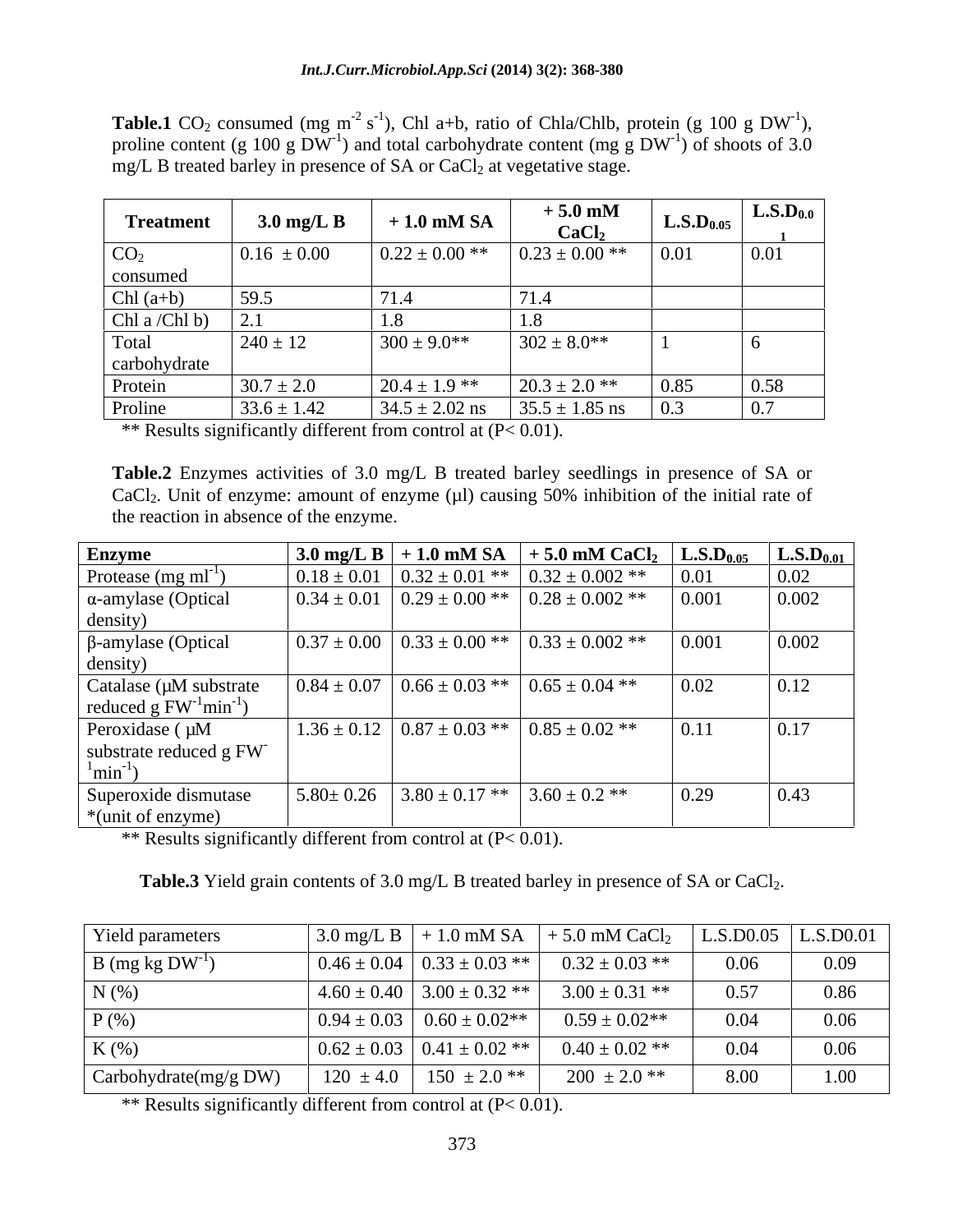**Table.1** $CO_2$ consumed (mg $m^{-2}$ $s^{-1}$), Chl a+b, ratio of Chla/Chlb, protein (g 100 g $DW^{-1}$), proline content (g 100 g $DW^{-1}$) and total carbohydrate content (mg g $DW^{-1}$) of shoots of 3.0 mg/L B treated barley in presence of SA or $CaCl_2$ at vegetative stage.

| Treatment | 3.0 mg/L B | + 1.0 mM SA | + 5.0 mM $CaCl_2$ | $L.S.D_{0.05}$ | $L.S.D_{0.01}$ |
|---|---|---|---|---|---|
| $CO_2$ consumed | 0.16 ± 0.00 | 0.22 ± 0.00 ** | 0.23 ± 0.00 ** | 0.01 | 0.01 |
| Chl (a+b) | 59.5 | 71.4 | 71.4 | | |
| Chl a /Chl b) | 2.1 | 1.8 | 1.8 | | |
| Total carbohydrate | 240 ± 12 | 300 ± 9.0** | 302 ± 8.0** | 1 | 6 |
| Protein | 30.7 ± 2.0 | 20.4 ± 1.9 ** | 20.3 ± 2.0 ** | 0.85 | 0.58 |
| Proline | 33.6 ± 1.42 | 34.5 ± 2.02 ns | 35.5 ± 1.85 ns | 0.3 | 0.7 |

** Results significantly different from control at (P< 0.01).

**Table.2** Enzymes activities of 3.0 mg/L B treated barley seedlings in presence of SA or $CaCl_2$. Unit of enzyme: amount of enzyme (µl) causing 50% inhibition of the initial rate of the reaction in absence of the enzyme.

| Enzyme | 3.0 mg/L B | + 1.0 mM SA | + 5.0 mM $CaCl_2$ | $L.S.D_{0.05}$ | $L.S.D_{0.01}$ |
|---|---|---|---|---|---|
| Protease (mg $ml^{-1}$) | 0.18 ± 0.01 | 0.32 ± 0.01 ** | 0.32 ± 0.002 ** | 0.01 | 0.02 |
| α-amylase (Optical density) | 0.34 ± 0.01 | 0.29 ± 0.00 ** | 0.28 ± 0.002 ** | 0.001 | 0.002 |
| β-amylase (Optical density) | 0.37 ± 0.00 | 0.33 ± 0.00 ** | 0.33 ± 0.002 ** | 0.001 | 0.002 |
| Catalase (µM substrate reduced g $FW^{-1}min^{-1}$) | 0.84 ± 0.07 | 0.66 ± 0.03 ** | 0.65 ± 0.04 ** | 0.02 | 0.12 |
| Peroxidase ( µM substrate reduced g $FW^{-1}min^{-1}$) | 1.36 ± 0.12 | 0.87 ± 0.03 ** | 0.85 ± 0.02 ** | 0.11 | 0.17 |
| Superoxide dismutase *(unit of enzyme) | 5.80± 0.26 | 3.80 ± 0.17 ** | 3.60 ± 0.2 ** | 0.29 | 0.43 |

** Results significantly different from control at (P< 0.01).

**Table.3** Yield grain contents of 3.0 mg/L B treated barley in presence of SA or $CaCl_2$.

| Yield parameters | 3.0 mg/L B | + 1.0 mM SA | + 5.0 mM $CaCl_2$ | L.S.D0.05 | L.S.D0.01 |
|---|---|---|---|---|---|
| B (mg kg $DW^{-1}$) | 0.46 ± 0.04 | 0.33 ± 0.03 ** | 0.32 ± 0.03 ** | 0.06 | 0.09 |
| N (%) | 4.60 ± 0.40 | 3.00 ± 0.32 ** | 3.00 ± 0.31 ** | 0.57 | 0.86 |
| P (%) | 0.94 ± 0.03 | 0.60 ± 0.02** | 0.59 ± 0.02** | 0.04 | 0.06 |
| K (%) | 0.62 ± 0.03 | 0.41 ± 0.02 ** | 0.40 ± 0.02 ** | 0.04 | 0.06 |
| Carbohydrate(mg/g DW) | 120 ± 4.0 | 150 ± 2.0 ** | 200 ± 2.0 ** | 8.00 | 1.00 |

** Results significantly different from control at (P< 0.01).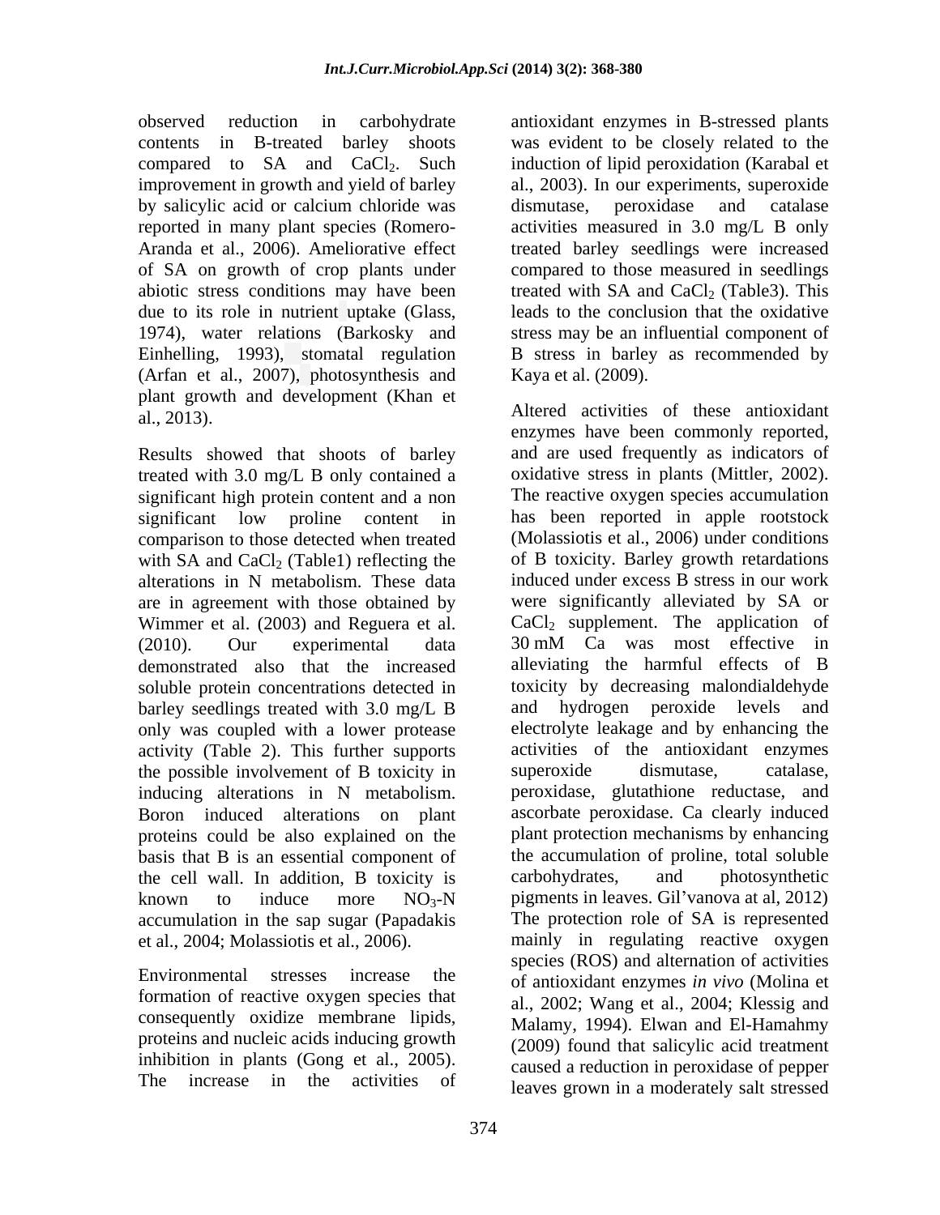observed reduction in carbohydrate contents in B-treated barley shoots compared to SA and $CaCl_2$. Such improvement in growth and yield of barley by salicylic acid or calcium chloride was reported in many plant species (Romero-Aranda et al., 2006). Ameliorative effect of SA on growth of crop plants under abiotic stress conditions may have been due to its role in nutrient uptake (Glass, 1974), water relations (Barkosky and Einhelling, 1993), stomatal regulation (Arfan et al., 2007), photosynthesis and plant growth and development (Khan et al., 2013).

Results showed that shoots of barley treated with 3.0 mg/L B only contained a significant high protein content and a non significant low proline content in comparison to those detected when treated with SA and $CaCl_2$ (Table1) reflecting the alterations in N metabolism. These data are in agreement with those obtained by Wimmer et al. (2003) and Reguera et al. (2010). Our experimental data demonstrated also that the increased soluble protein concentrations detected in barley seedlings treated with 3.0 mg/L B only was coupled with a lower protease activity (Table 2). This further supports the possible involvement of B toxicity in inducing alterations in N metabolism. Boron induced alterations on plant proteins could be also explained on the basis that B is an essential component of the cell wall. In addition, B toxicity is known to induce more $NO_3$-N accumulation in the sap sugar (Papadakis et al., 2004; Molassiotis et al., 2006).

Environmental stresses increase the formation of reactive oxygen species that consequently oxidize membrane lipids, proteins and nucleic acids inducing growth inhibition in plants (Gong et al., 2005). The increase in the activities of antioxidant enzymes in B-stressed plants was evident to be closely related to the induction of lipid peroxidation (Karabal et al., 2003). In our experiments, superoxide dismutase, peroxidase and catalase activities measured in 3.0 mg/L B only treated barley seedlings were increased compared to those measured in seedlings treated with SA and $CaCl_2$ (Table3). This leads to the conclusion that the oxidative stress may be an influential component of B stress in barley as recommended by Kaya et al. (2009).

Altered activities of these antioxidant enzymes have been commonly reported, and are used frequently as indicators of oxidative stress in plants (Mittler, 2002). The reactive oxygen species accumulation has been reported in apple rootstock (Molassiotis et al., 2006) under conditions of B toxicity. Barley growth retardations induced under excess B stress in our work were significantly alleviated by SA or $CaCl_2$ supplement. The application of 30 mM Ca was most effective in alleviating the harmful effects of B toxicity by decreasing malondialdehyde and hydrogen peroxide levels and electrolyte leakage and by enhancing the activities of the antioxidant enzymes superoxide dismutase, catalase, peroxidase, glutathione reductase, and ascorbate peroxidase. Ca clearly induced plant protection mechanisms by enhancing the accumulation of proline, total soluble carbohydrates, and photosynthetic pigments in leaves. Gil'vanova at al, 2012) The protection role of SA is represented mainly in regulating reactive oxygen species (ROS) and alternation of activities of antioxidant enzymes *in vivo* (Molina et al., 2002; Wang et al., 2004; Klessig and Malamy, 1994). Elwan and El-Hamahmy (2009) found that salicylic acid treatment caused a reduction in peroxidase of pepper leaves grown in a moderately salt stressed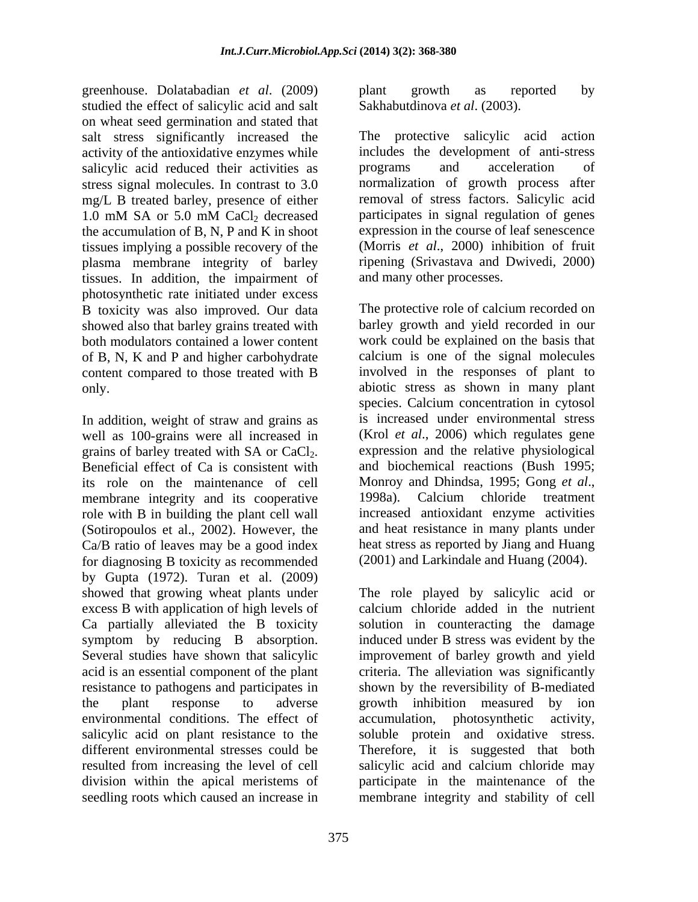greenhouse. Dolatabadian *et al*. (2009) studied the effect of salicylic acid and salt on wheat seed germination and stated that salt stress significantly increased the activity of the antioxidative enzymes while salicylic acid reduced their activities as stress signal molecules. In contrast to 3.0 mg/L B treated barley, presence of either 1.0 mM SA or 5.0 mM $CaCl_2$ decreased the accumulation of B, N, P and K in shoot tissues implying a possible recovery of the plasma membrane integrity of barley tissues. In addition, the impairment of photosynthetic rate initiated under excess B toxicity was also improved. Our data showed also that barley grains treated with both modulators contained a lower content of B, N, K and P and higher carbohydrate content compared to those treated with B only.

In addition, weight of straw and grains as well as 100-grains were all increased in grains of barley treated with SA or $CaCl_2$. Beneficial effect of Ca is consistent with its role on the maintenance of cell membrane integrity and its cooperative role with B in building the plant cell wall (Sotiropoulos et al., 2002). However, the Ca/B ratio of leaves may be a good index for diagnosing B toxicity as recommended by Gupta (1972). Turan et al. (2009) showed that growing wheat plants under excess B with application of high levels of Ca partially alleviated the B toxicity symptom by reducing B absorption. Several studies have shown that salicylic acid is an essential component of the plant resistance to pathogens and participates in the plant response to adverse environmental conditions. The effect of salicylic acid on plant resistance to the different environmental stresses could be resulted from increasing the level of cell division within the apical meristems of seedling roots which caused an increase in plant growth as reported by Sakhabutdinova *et al*. (2003).

The protective salicylic acid action includes the development of anti-stress programs and acceleration of normalization of growth process after removal of stress factors. Salicylic acid participates in signal regulation of genes expression in the course of leaf senescence (Morris *et al*., 2000) inhibition of fruit ripening (Srivastava and Dwivedi, 2000) and many other processes.

The protective role of calcium recorded on barley growth and yield recorded in our work could be explained on the basis that calcium is one of the signal molecules involved in the responses of plant to abiotic stress as shown in many plant species. Calcium concentration in cytosol is increased under environmental stress (Krol *et al*., 2006) which regulates gene expression and the relative physiological and biochemical reactions (Bush 1995; Monroy and Dhindsa, 1995; Gong *et al*., 1998a). Calcium chloride treatment increased antioxidant enzyme activities and heat resistance in many plants under heat stress as reported by Jiang and Huang (2001) and Larkindale and Huang (2004).

The role played by salicylic acid or calcium chloride added in the nutrient solution in counteracting the damage induced under B stress was evident by the improvement of barley growth and yield criteria. The alleviation was significantly shown by the reversibility of B-mediated growth inhibition measured by ion accumulation, photosynthetic activity, soluble protein and oxidative stress. Therefore, it is suggested that both salicylic acid and calcium chloride may participate in the maintenance of the membrane integrity and stability of cell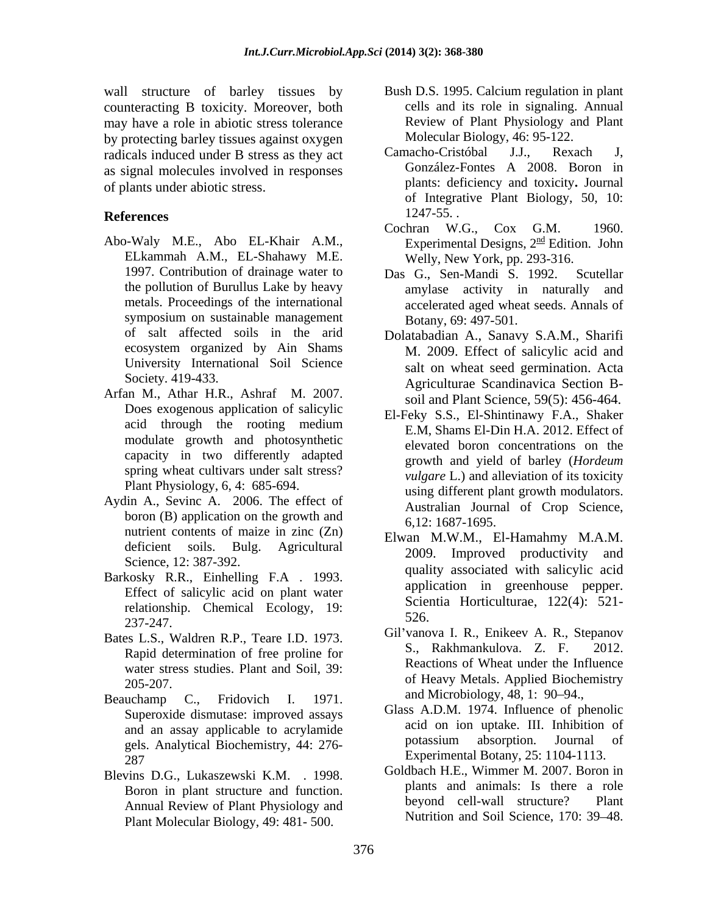wall structure of barley tissues by counteracting B toxicity. Moreover, both may have a role in abiotic stress tolerance by protecting barley tissues against oxygen radicals induced under B stress as they act as signal molecules involved in responses of plants under abiotic stress.

## References

Abo-Waly M.E., Abo EL-Khair A.M., ELkammah A.M., EL-Shahawy M.E. 1997. Contribution of drainage water to the pollution of Burullus Lake by heavy metals. Proceedings of the international symposium on sustainable management of salt affected soils in the arid ecosystem organized by Ain Shams University International Soil Science Society. 419-433.

Arfan M., Athar H.R., Ashraf M. 2007. Does exogenous application of salicylic acid through the rooting medium modulate growth and photosynthetic capacity in two differently adapted spring wheat cultivars under salt stress? Plant Physiology, 6, 4: 685-694.

Aydin A., Sevinc A. 2006. The effect of boron (B) application on the growth and nutrient contents of maize in zinc (Zn) deficient soils. Bulg. Agricultural Science, 12: 387-392.

Barkosky R.R., Einhelling F.A . 1993. Effect of salicylic acid on plant water relationship. Chemical Ecology, 19: 237-247.

Bates L.S., Waldren R.P., Teare I.D. 1973. Rapid determination of free proline for water stress studies. Plant and Soil, 39: 205-207.

Beauchamp C., Fridovich I. 1971. Superoxide dismutase: improved assays and an assay applicable to acrylamide gels. Analytical Biochemistry, 44: 276-287

Blevins D.G., Lukaszewski K.M. . 1998. Boron in plant structure and function. Annual Review of Plant Physiology and Plant Molecular Biology, 49: 481- 500.

Bush D.S. 1995. Calcium regulation in plant cells and its role in signaling. Annual Review of Plant Physiology and Plant Molecular Biology, 46: 95-122.

Camacho-Cristóbal J.J., Rexach J, González-Fontes A 2008. Boron in plants: deficiency and toxicity**.** Journal of Integrative Plant Biology, 50, 10: 1247-55. .

Cochran W.G., Cox G.M. 1960. Experimental Designs, 2$^{nd}$ Edition. John Welly, New York, pp. 293-316.

Das G., Sen-Mandi S. 1992. Scutellar amylase activity in naturally and accelerated aged wheat seeds. Annals of Botany, 69: 497-501.

Dolatabadian A., Sanavy S.A.M., Sharifi M. 2009. Effect of salicylic acid and salt on wheat seed germination. Acta Agriculturae Scandinavica Section B-soil and Plant Science, 59(5): 456-464.

El-Feky S.S., El-Shintinawy F.A., Shaker E.M, Shams El-Din H.A. 2012. Effect of elevated boron concentrations on the growth and yield of barley (*Hordeum vulgare* L.) and alleviation of its toxicity using different plant growth modulators. Australian Journal of Crop Science, 6,12: 1687-1695.

Elwan M.W.M., El-Hamahmy M.A.M. 2009. Improved productivity and quality associated with salicylic acid application in greenhouse pepper. Scientia Horticulturae, 122(4): 521-526.

Gil'vanova I. R., Enikeev A. R., Stepanov S., Rakhmankulova. Z. F. 2012. Reactions of Wheat under the Influence of Heavy Metals. Applied Biochemistry and Microbiology, 48, 1: 90–94.,

Glass A.D.M. 1974. Influence of phenolic acid on ion uptake. III. Inhibition of potassium absorption. Journal of Experimental Botany, 25: 1104-1113.

Goldbach H.E., Wimmer M. 2007. Boron in plants and animals: Is there a role beyond cell-wall structure? Plant Nutrition and Soil Science, 170: 39–48.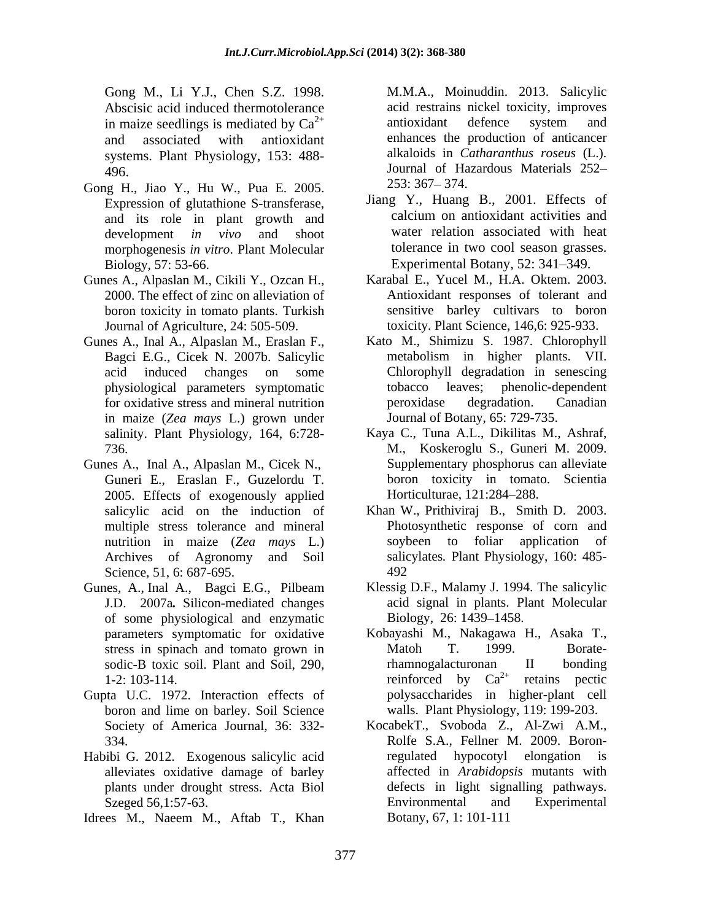Gong M., Li Y.J., Chen S.Z. 1998. Abscisic acid induced thermotolerance in maize seedlings is mediated by $Ca^{2+}$ and associated with antioxidant systems. Plant Physiology, 153: 488-496.

Gong H., Jiao Y., Hu W., Pua E. 2005. Expression of glutathione S-transferase, and its role in plant growth and development *in vivo* and shoot morphogenesis *in vitro*. Plant Molecular Biology, 57: 53-66.

Gunes A., Alpaslan M., Cikili Y., Ozcan H., 2000. The effect of zinc on alleviation of boron toxicity in tomato plants. Turkish Journal of Agriculture, 24: 505-509.

Gunes A., Inal A., Alpaslan M., Eraslan F., Bagci E.G., Cicek N. 2007b. Salicylic acid induced changes on some physiological parameters symptomatic for oxidative stress and mineral nutrition in maize (*Zea mays* L.) grown under salinity. Plant Physiology, 164, 6:728-736.

Gunes A., Inal A., Alpaslan M., Cicek N., Guneri E., Eraslan F., Guzelordu T. 2005. Effects of exogenously applied salicylic acid on the induction of multiple stress tolerance and mineral nutrition in maize (*Zea mays* L.) Archives of Agronomy and Soil Science, 51, 6: 687-695.

Gunes, A., Inal A., Bagci E.G., Pilbeam J.D. 2007a**.** Silicon-mediated changes of some physiological and enzymatic parameters symptomatic for oxidative stress in spinach and tomato grown in sodic-B toxic soil. Plant and Soil, 290, 1-2: 103-114.

Gupta U.C. 1972. Interaction effects of boron and lime on barley. Soil Science Society of America Journal, 36: 332-334.

Habibi G. 2012. Exogenous salicylic acid alleviates oxidative damage of barley plants under drought stress. Acta Biol Szeged 56,1:57-63.

Idrees M., Naeem M., Aftab T., Khan M.M.A., Moinuddin. 2013. Salicylic acid restrains nickel toxicity, improves antioxidant defence system and enhances the production of anticancer alkaloids in *Catharanthus roseus* (L.). Journal of Hazardous Materials 252–253: 367– 374.

Jiang Y., Huang B., 2001. Effects of calcium on antioxidant activities and water relation associated with heat tolerance in two cool season grasses. Experimental Botany, 52: 341–349.

Karabal E., Yucel M., H.A. Oktem. 2003. Antioxidant responses of tolerant and sensitive barley cultivars to boron toxicity. Plant Science, 146,6: 925-933.

Kato M., Shimizu S. 1987. Chlorophyll metabolism in higher plants. VII. Chlorophyll degradation in senescing tobacco leaves; phenolic-dependent peroxidase degradation. Canadian Journal of Botany, 65: 729-735.

Kaya C., Tuna A.L., Dikilitas M., Ashraf, M., Koskeroglu S., Guneri M. 2009. Supplementary phosphorus can alleviate boron toxicity in tomato. Scientia Horticulturae, 121:284–288.

Khan W., Prithiviraj B., Smith D. 2003. Photosynthetic response of corn and soybeen to foliar application of salicylates. Plant Physiology, 160: 485-492

Klessig D.F., Malamy J. 1994. The salicylic acid signal in plants. Plant Molecular Biology, 26: 1439–1458.

Kobayashi M., Nakagawa H., Asaka T., Matoh T. 1999. Borate-rhamnogalacturonan II bonding reinforced by $Ca^{2+}$ retains pectic polysaccharides in higher-plant cell walls. Plant Physiology, 119: 199-203.

KocabekT., Svoboda Z., Al-Zwi A.M., Rolfe S.A., Fellner M. 2009. Boron-regulated hypocotyl elongation is affected in *Arabidopsis* mutants with defects in light signalling pathways. Environmental and Experimental Botany, 67, 1: 101-111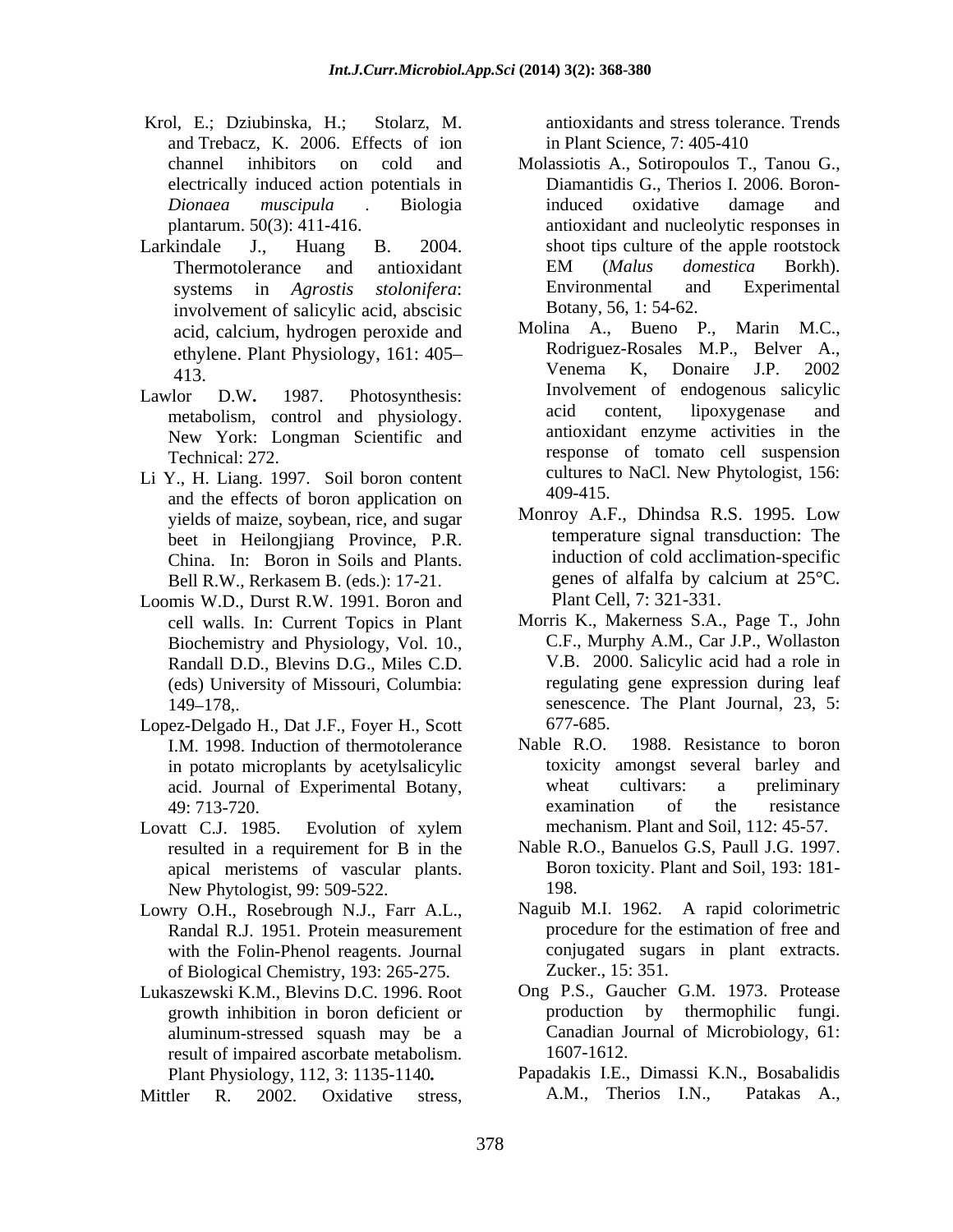Krol, E.; Dziubinska, H.; Stolarz, M. and Trebacz, K. 2006. Effects of ion channel inhibitors on cold and electrically induced action potentials in *Dionaea muscipula* . Biologia plantarum. 50(3): 411-416.

Larkindale J., Huang B. 2004. Thermotolerance and antioxidant systems in *Agrostis stolonifera*: involvement of salicylic acid, abscisic acid, calcium, hydrogen peroxide and ethylene. Plant Physiology, 161: 405–413.

Lawlor D.W**.** 1987. Photosynthesis: metabolism, control and physiology. New York: Longman Scientific and Technical: 272.

Li Y., H. Liang. 1997. Soil boron content and the effects of boron application on yields of maize, soybean, rice, and sugar beet in Heilongjiang Province, P.R. China. In: Boron in Soils and Plants. Bell R.W., Rerkasem B. (eds.): 17-21.

Loomis W.D., Durst R.W. 1991. Boron and cell walls. In: Current Topics in Plant Biochemistry and Physiology, Vol. 10., Randall D.D., Blevins D.G., Miles C.D. (eds) University of Missouri, Columbia: 149–178,.

Lopez-Delgado H., Dat J.F., Foyer H., Scott I.M. 1998. Induction of thermotolerance in potato microplants by acetylsalicylic acid. Journal of Experimental Botany, 49: 713-720.

Lovatt C.J. 1985. Evolution of xylem resulted in a requirement for B in the apical meristems of vascular plants. New Phytologist, 99: 509-522.

Lowry O.H., Rosebrough N.J., Farr A.L., Randal R.J. 1951. Protein measurement with the Folin-Phenol reagents. Journal of Biological Chemistry, 193: 265-275.

Lukaszewski K.M., Blevins D.C. 1996. Root growth inhibition in boron deficient or aluminum-stressed squash may be a result of impaired ascorbate metabolism. Plant Physiology, 112, 3: 1135-1140**.**

Mittler R. 2002. Oxidative stress, antioxidants and stress tolerance. Trends in Plant Science, 7: 405-410

Molassiotis A., Sotiropoulos T., Tanou G., Diamantidis G., Therios I. 2006. Boron-induced oxidative damage and antioxidant and nucleolytic responses in shoot tips culture of the apple rootstock EM (*Malus domestica* Borkh). Environmental and Experimental Botany, 56, 1: 54-62.

Molina A., Bueno P., Marin M.C., Rodriguez-Rosales M.P., Belver A., Venema K, Donaire J.P. 2002 Involvement of endogenous salicylic acid content, lipoxygenase and antioxidant enzyme activities in the response of tomato cell suspension cultures to NaCl. New Phytologist, 156: 409-415.

Monroy A.F., Dhindsa R.S. 1995. Low temperature signal transduction: The induction of cold acclimation-specific genes of alfalfa by calcium at 25°C. Plant Cell, 7: 321-331.

Morris K., Makerness S.A., Page T., John C.F., Murphy A.M., Car J.P., Wollaston V.B. 2000. Salicylic acid had a role in regulating gene expression during leaf senescence. The Plant Journal, 23, 5: 677-685.

Nable R.O. 1988. Resistance to boron toxicity amongst several barley and wheat cultivars: a preliminary examination of the resistance mechanism. Plant and Soil, 112: 45-57.

Nable R.O., Banuelos G.S, Paull J.G. 1997. Boron toxicity. Plant and Soil, 193: 181-198.

Naguib M.I. 1962. A rapid colorimetric procedure for the estimation of free and conjugated sugars in plant extracts. Zucker., 15: 351.

Ong P.S., Gaucher G.M. 1973. Protease production by thermophilic fungi. Canadian Journal of Microbiology, 61: 1607-1612.

Papadakis I.E., Dimassi K.N., Bosabalidis A.M., Therios I.N., Patakas A.,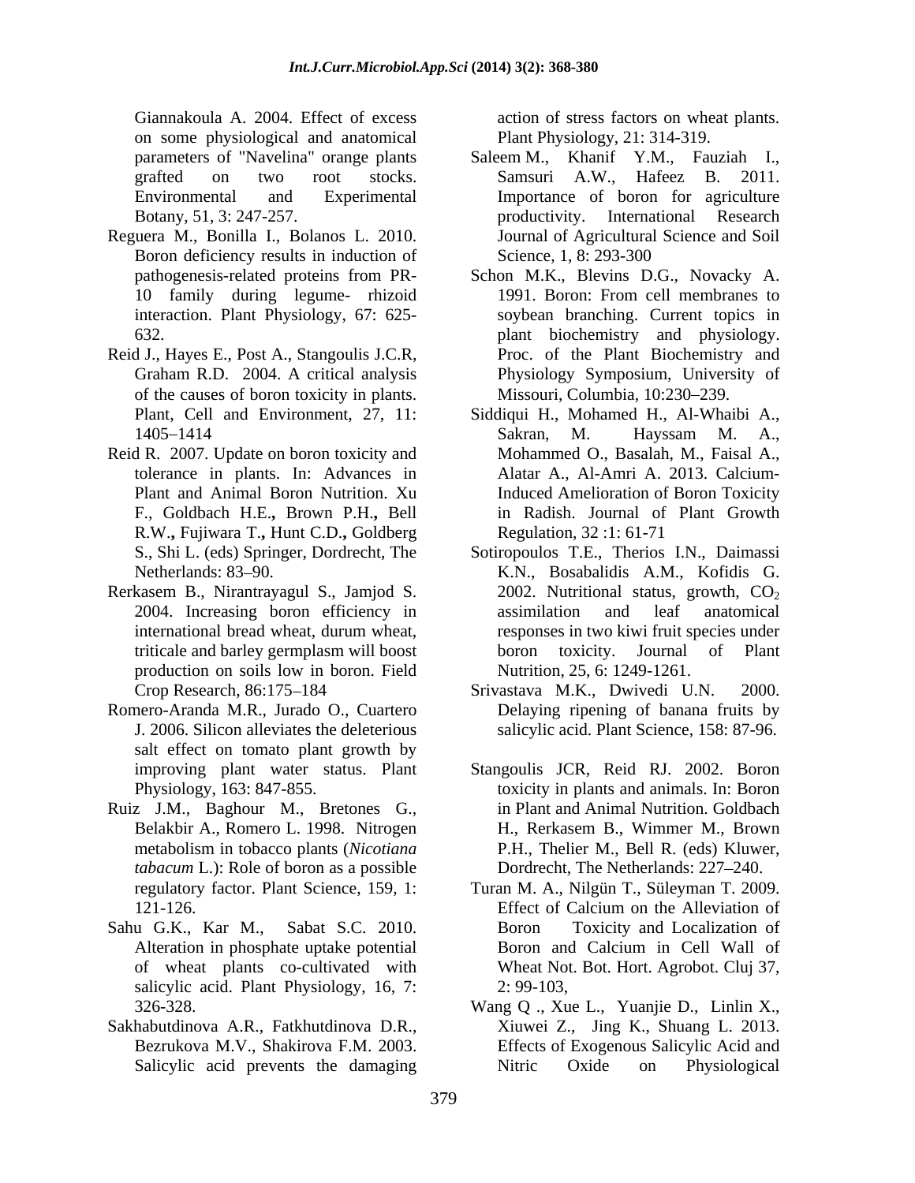Giannakoula A. 2004. Effect of excess on some physiological and anatomical parameters of "Navelina" orange plants grafted on two root stocks. Environmental and Experimental Botany, 51, 3: 247-257.

Reguera M., Bonilla I., Bolanos L. 2010. Boron deficiency results in induction of pathogenesis-related proteins from PR-10 family during legume- rhizoid interaction. Plant Physiology, 67: 625-632.

Reid J., Hayes E., Post A., Stangoulis J.C.R, Graham R.D. 2004. A critical analysis of the causes of boron toxicity in plants. Plant, Cell and Environment, 27, 11: 1405–1414

Reid R. 2007. Update on boron toxicity and tolerance in plants. In: Advances in Plant and Animal Boron Nutrition. Xu F., Goldbach H.E**.,** Brown P.H.**,** Bell R.W.**,** Fujiwara T.**,** Hunt C.D.**,** Goldberg S., Shi L. (eds) Springer, Dordrecht, The Netherlands: 83–90.

Rerkasem B., Nirantrayagul S., Jamjod S. 2004. Increasing boron efficiency in international bread wheat, durum wheat, triticale and barley germplasm will boost production on soils low in boron. Field Crop Research, 86:175–184

Romero-Aranda M.R., Jurado O., Cuartero J. 2006. Silicon alleviates the deleterious salt effect on tomato plant growth by improving plant water status. Plant Physiology, 163: 847-855.

Ruiz J.M., Baghour M., Bretones G., Belakbir A., Romero L. 1998. Nitrogen metabolism in tobacco plants (*Nicotiana tabacum* L.): Role of boron as a possible regulatory factor. Plant Science, 159, 1: 121-126.

Sahu G.K., Kar M., Sabat S.C. 2010. Alteration in phosphate uptake potential of wheat plants co-cultivated with salicylic acid. Plant Physiology, 16, 7: 326-328.

Sakhabutdinova A.R., Fatkhutdinova D.R., Bezrukova M.V., Shakirova F.M. 2003. Salicylic acid prevents the damaging action of stress factors on wheat plants. Plant Physiology, 21: 314-319.

Saleem M., Khanif Y.M., Fauziah I., Samsuri A.W., Hafeez B. 2011. Importance of boron for agriculture productivity. International Research Journal of Agricultural Science and Soil Science, 1, 8: 293-300

Schon M.K., Blevins D.G., Novacky A. 1991. Boron: From cell membranes to soybean branching. Current topics in plant biochemistry and physiology. Proc. of the Plant Biochemistry and Physiology Symposium, University of Missouri, Columbia, 10:230–239.

Siddiqui H., Mohamed H., Al-Whaibi A., Sakran, M. Hayssam M. A., Mohammed O., Basalah, M., Faisal A., Alatar A., Al-Amri A. 2013. Calcium-Induced Amelioration of Boron Toxicity in Radish. Journal of Plant Growth Regulation, 32 :1: 61-71

Sotiropoulos T.E., Therios I.N., Daimassi K.N., Bosabalidis A.M., Kofidis G. 2002. Nutritional status, growth, $CO_2$ assimilation and leaf anatomical responses in two kiwi fruit species under boron toxicity. Journal of Plant Nutrition, 25, 6: 1249-1261.

Srivastava M.K., Dwivedi U.N. 2000. Delaying ripening of banana fruits by salicylic acid. Plant Science, 158: 87-96.

Stangoulis JCR, Reid RJ. 2002. Boron toxicity in plants and animals. In: Boron in Plant and Animal Nutrition. Goldbach H., Rerkasem B., Wimmer M., Brown P.H., Thelier M., Bell R. (eds) Kluwer, Dordrecht, The Netherlands: 227–240.

Turan M. A., Nilgün T., Süleyman T. 2009. Effect of Calcium on the Alleviation of Boron Toxicity and Localization of Boron and Calcium in Cell Wall of Wheat Not. Bot. Hort. Agrobot. Cluj 37, 2: 99-103,

Wang Q ., Xue L., Yuanjie D., Linlin X., Xiuwei Z., Jing K., Shuang L. 2013. Effects of Exogenous Salicylic Acid and Nitric Oxide on Physiological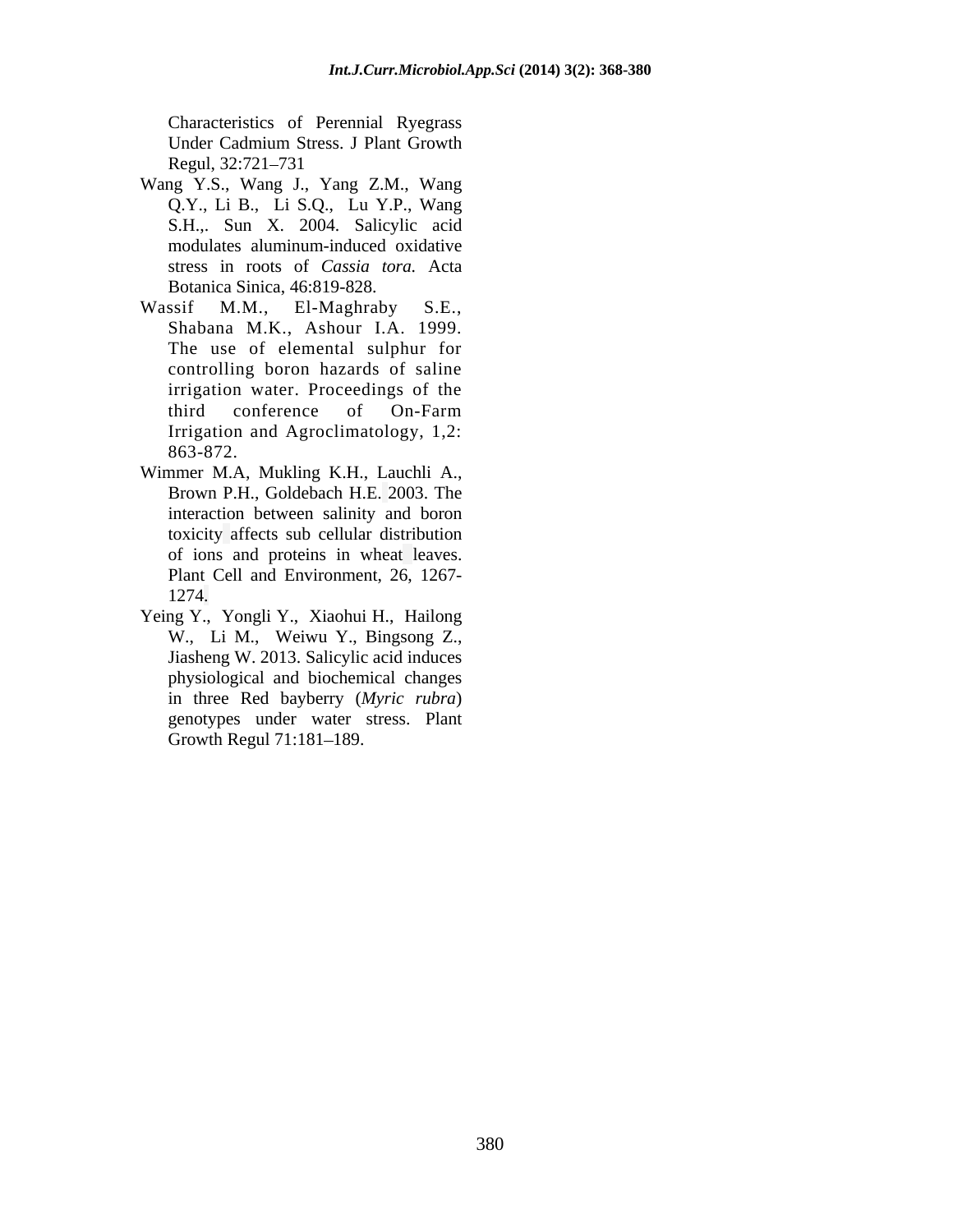Characteristics of Perennial Ryegrass Under Cadmium Stress. J Plant Growth Regul, 32:721–731

Wang Y.S., Wang J., Yang Z.M., Wang Q.Y., Li B., Li S.Q., Lu Y.P., Wang S.H.,. Sun X. 2004. Salicylic acid modulates aluminum-induced oxidative stress in roots of *Cassia tora.* Acta Botanica Sinica, 46:819-828.

Wassif M.M., El-Maghraby S.E., Shabana M.K., Ashour I.A. 1999. The use of elemental sulphur for controlling boron hazards of saline irrigation water. Proceedings of the third conference of On-Farm Irrigation and Agroclimatology, 1,2: 863-872.

Wimmer M.A, Mukling K.H., Lauchli A., Brown P.H., Goldebach H.E. 2003. The interaction between salinity and boron toxicity affects sub cellular distribution of ions and proteins in wheat leaves. Plant Cell and Environment, 26, 1267-1274.

Yeing Y., Yongli Y., Xiaohui H., Hailong W., Li M., Weiwu Y., Bingsong Z., Jiasheng W. 2013. Salicylic acid induces physiological and biochemical changes in three Red bayberry (*Myric rubra*) genotypes under water stress. Plant Growth Regul 71:181–189.